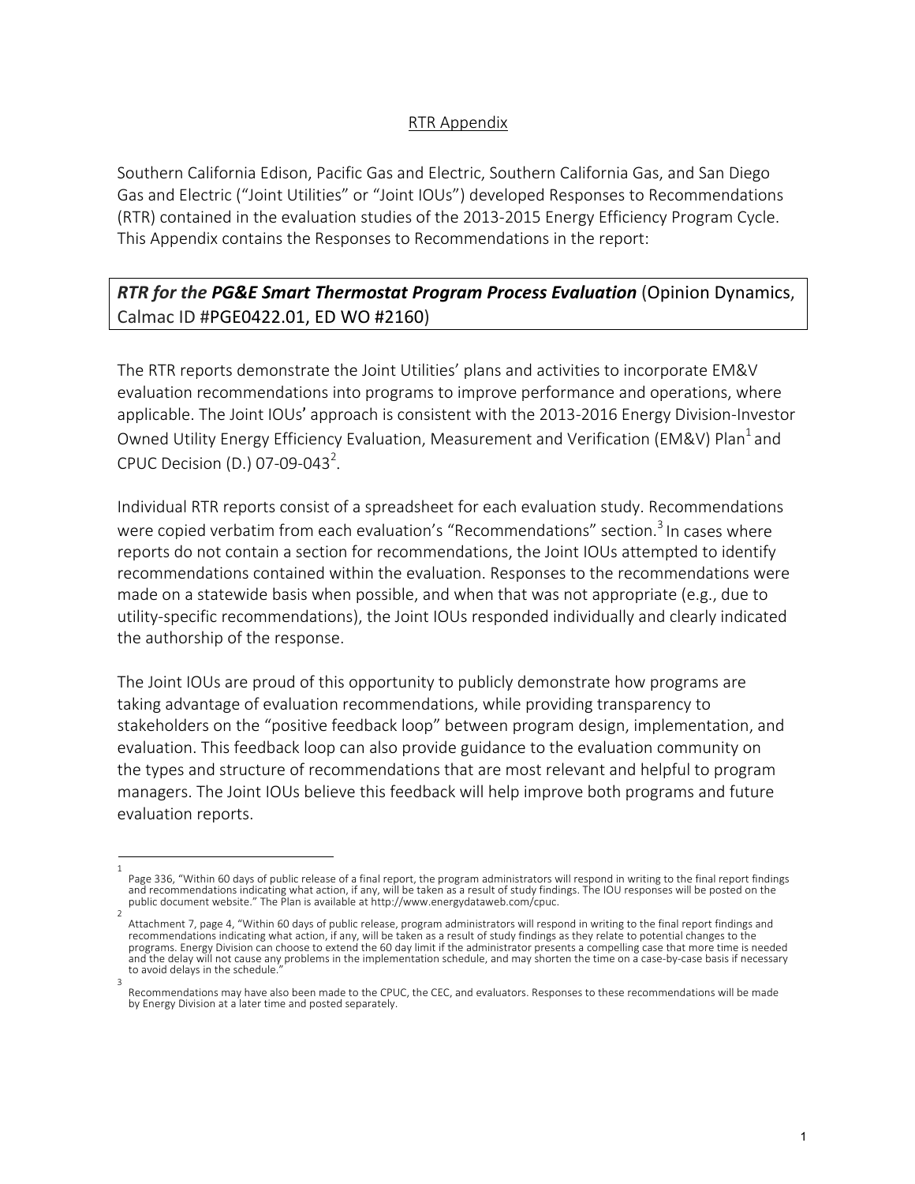## RTR Appendix

Southern California Edison, Pacific Gas and Electric, Southern California Gas, and San Diego Gas and Electric ("Joint Utilities" or "Joint IOUs") developed Responses to Recommendations (RTR) contained in the evaluation studies of the 2013-2015 Energy Efficiency Program Cycle. This Appendix contains the Responses to Recommendations in the report:

***RTR for the* PG&E Smart Thermostat Program Process Evaluation** (Opinion Dynamics, Calmac ID #PGE0422.01, ED WO #2160)

The RTR reports demonstrate the Joint Utilities' plans and activities to incorporate EM&V evaluation recommendations into programs to improve performance and operations, where applicable. The Joint IOUs' approach is consistent with the 2013-2016 Energy Division-Investor Owned Utility Energy Efficiency Evaluation, Measurement and Verification (EM&V) Plan[1] and CPUC Decision (D.) 07-09-043[2].

Individual RTR reports consist of a spreadsheet for each evaluation study. Recommendations were copied verbatim from each evaluation's "Recommendations" section.[3] In cases where reports do not contain a section for recommendations, the Joint IOUs attempted to identify recommendations contained within the evaluation. Responses to the recommendations were made on a statewide basis when possible, and when that was not appropriate (e.g., due to utility-specific recommendations), the Joint IOUs responded individually and clearly indicated the authorship of the response.

The Joint IOUs are proud of this opportunity to publicly demonstrate how programs are taking advantage of evaluation recommendations, while providing transparency to stakeholders on the "positive feedback loop" between program design, implementation, and evaluation. This feedback loop can also provide guidance to the evaluation community on the types and structure of recommendations that are most relevant and helpful to program managers. The Joint IOUs believe this feedback will help improve both programs and future evaluation reports.

---

[1] Page 336, "Within 60 days of public release of a final report, the program administrators will respond in writing to the final report findings and recommendations indicating what action, if any, will be taken as a result of study findings. The IOU responses will be posted on the public document website." The Plan is available at http://www.energydataweb.com/cpuc.

[2] Attachment 7, page 4, "Within 60 days of public release, program administrators will respond in writing to the final report findings and recommendations indicating what action, if any, will be taken as a result of study findings as they relate to potential changes to the programs. Energy Division can choose to extend the 60 day limit if the administrator presents a compelling case that more time is needed and the delay will not cause any problems in the implementation schedule, and may shorten the time on a case-by-case basis if necessary to avoid delays in the schedule."

[3] Recommendations may have also been made to the CPUC, the CEC, and evaluators. Responses to these recommendations will be made by Energy Division at a later time and posted separately.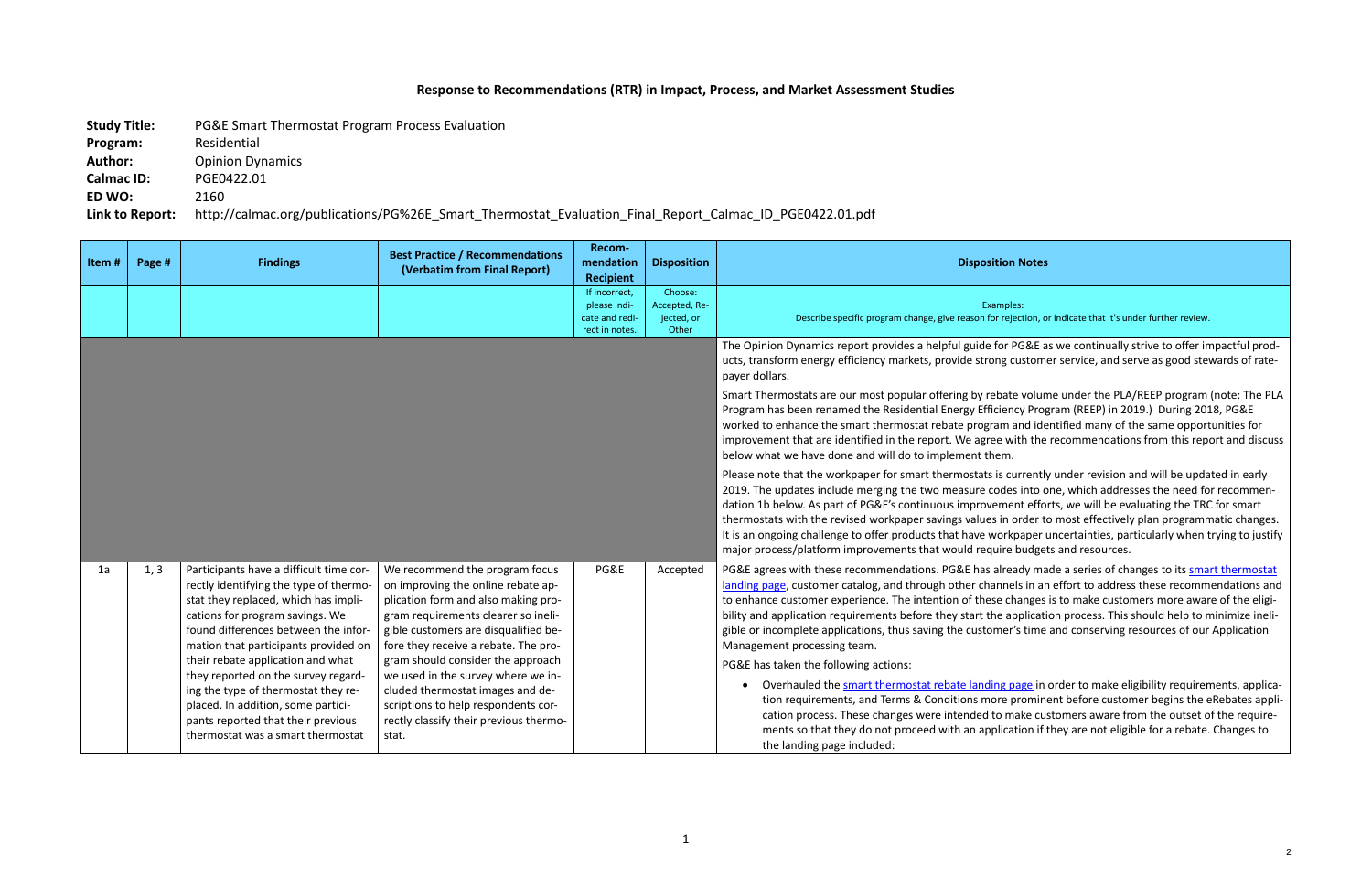# Response to Recommendations (RTR) in Impact, Process, and Market Assessment Studies

**Study Title:** PG&E Smart Thermostat Program Process Evaluation
**Program:** Residential
**Author:** Opinion Dynamics
**Calmac ID:** PGE0422.01
**ED WO:** 2160
**Link to Report:** http://calmac.org/publications/PG%26E_Smart_Thermostat_Evaluation_Final_Report_Calmac_ID_PGE0422.01.pdf

| Item # | Page # | Findings | Best Practice / Recommendations (Verbatim from Final Report) | Recommendation Recipient | Disposition | Disposition Notes |
|---|---|---|---|---|---|---|
| | | | | If incorrect, please indicate and redirect in notes. | Choose: Accepted, Rejected, or Other | Examples: Describe specific program change, give reason for rejection, or indicate that it's under further review. |
| | | | | | | The Opinion Dynamics report provides a helpful guide for PG&E as we continually strive to offer impactful products, transform energy efficiency markets, provide strong customer service, and serve as good stewards of ratepayer dollars. <br><br> Smart Thermostats are our most popular offering by rebate volume under the PLA/REEP program (note: The PLA Program has been renamed the Residential Energy Efficiency Program (REEP) in 2019.) During 2018, PG&E worked to enhance the smart thermostat rebate program and identified many of the same opportunities for improvement that are identified in the report. We agree with the recommendations from this report and discuss below what we have done and will do to implement them. <br><br> Please note that the workpaper for smart thermostats is currently under revision and will be updated in early 2019. The updates include merging the two measure codes into one, which addresses the need for recommendation 1b below. As part of PG&E's continuous improvement efforts, we will be evaluating the TRC for smart thermostats with the revised workpaper savings values in order to most effectively plan programmatic changes. It is an ongoing challenge to offer products that have workpaper uncertainties, particularly when trying to justify major process/platform improvements that would require budgets and resources. |
| 1a | 1, 3 | Participants have a difficult time correctly identifying the type of thermostat they replaced, which has implications for program savings. We found differences between the information that participants provided on their rebate application and what they reported on the survey regarding the type of thermostat they replaced. In addition, some participants reported that their previous thermostat was a smart thermostat | We recommend the program focus on improving the online rebate application form and also making program requirements clearer so ineligible customers are disqualified before they receive a rebate. The program should consider the approach we used in the survey where we included thermostat images and descriptions to help respondents correctly classify their previous thermostat. | PG&E | Accepted | PG&E agrees with these recommendations. PG&E has already made a series of changes to its smart thermostat landing page, customer catalog, and through other channels in an effort to address these recommendations and to enhance customer experience. The intention of these changes is to make customers more aware of the eligibility and application requirements before they start the application process. This should help to minimize ineligible or incomplete applications, thus saving the customer's time and conserving resources of our Application Management processing team. <br><br> PG&E has taken the following actions: <br><br> • Overhauled the smart thermostat rebate landing page in order to make eligibility requirements, application requirements, and Terms & Conditions more prominent before customer begins the eRebates application process. These changes were intended to make customers aware from the outset of the requirements so that they do not proceed with an application if they are not eligible for a rebate. Changes to the landing page included: |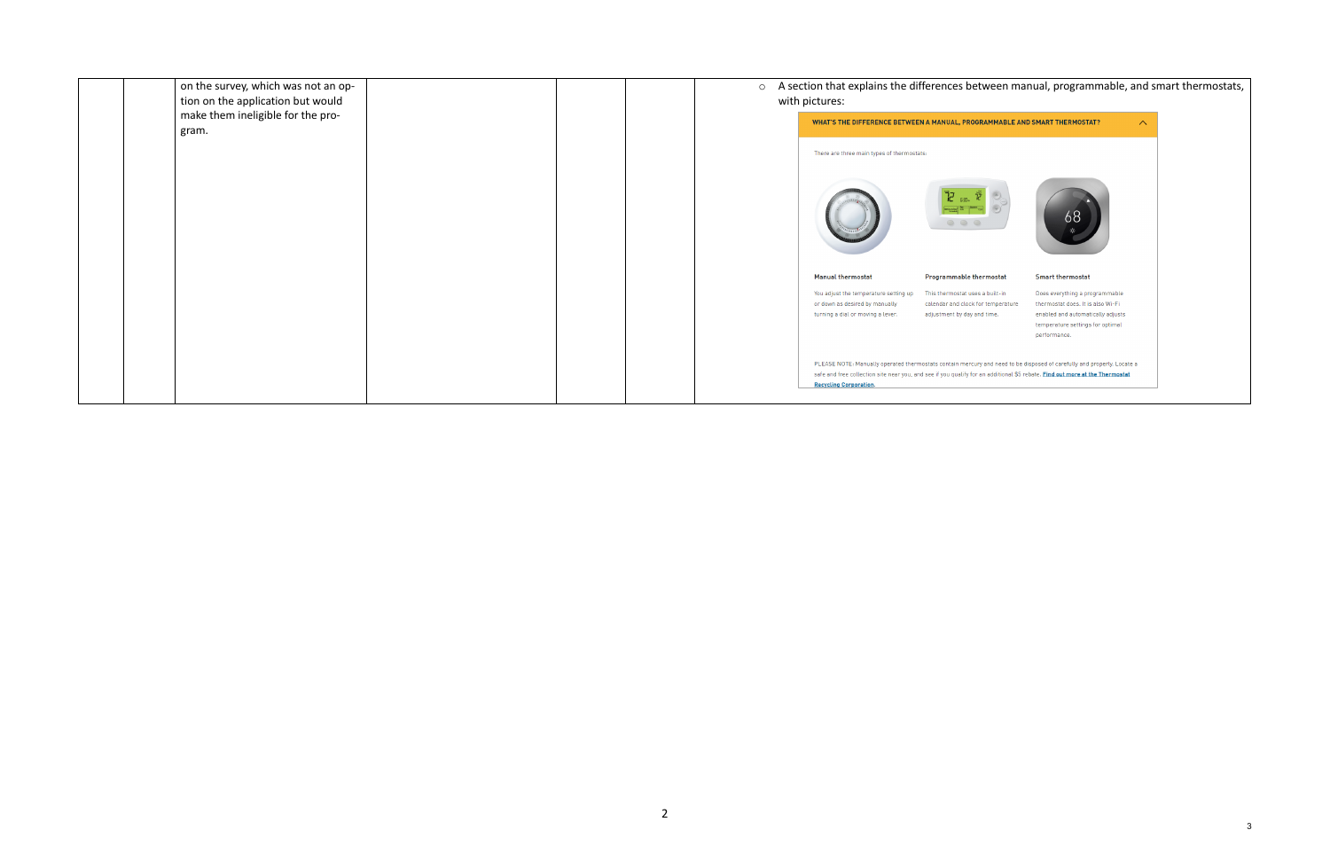| | | | | | | |
|---|---|---|---|---|---|---|
| | | on the survey, which was not an option on the application but would make them ineligible for the program. | | | | ◦ A section that explains the differences between manual, programmable, and smart thermostats, with pictures:<br><br>**WHAT'S THE DIFFERENCE BETWEEN A MANUAL, PROGRAMMABLE AND SMART THERMOSTAT?**<br><br>There are three main types of thermostats:<br><br>**Manual thermostat**<br>You adjust the temperature setting up or down as desired by manually turning a dial or moving a lever.<br><br>**Programmable thermostat**<br>This thermostat uses a built-in calendar and clock for temperature adjustment by day and time.<br><br>**Smart thermostat**<br>Does everything a programmable thermostat does. It is also Wi-Fi enabled and automatically adjusts temperature settings for optimal performance.<br><br>PLEASE NOTE: Manually operated thermostats contain mercury and need to be disposed of carefully and properly. Locate a safe and free collection site near you, and see if you qualify for an additional $5 rebate. **Find out more at the Thermostat Recycling Corporation.** |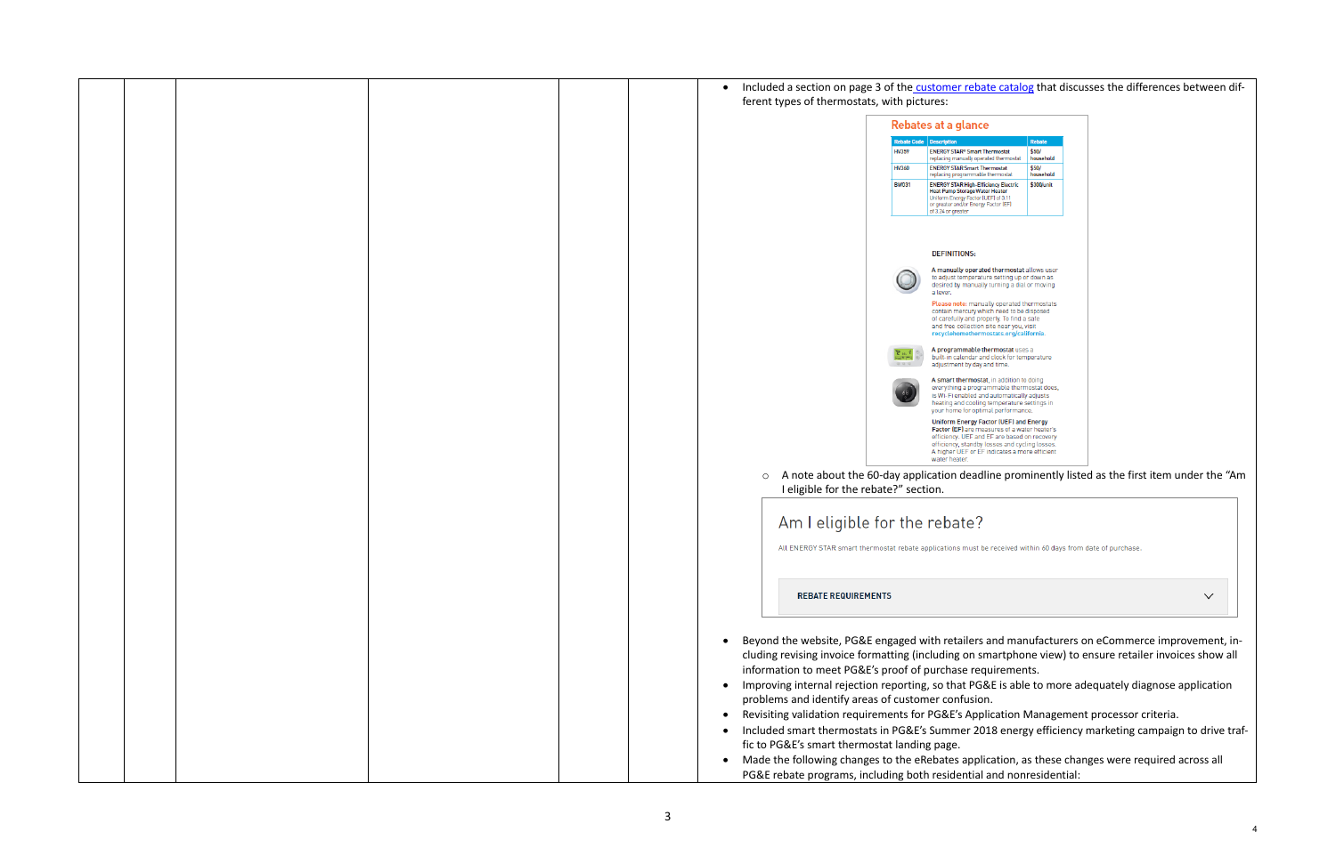| | | | | | | |
|---|---|---|---|---|---|---|
| | | | | | | • Included a section on page 3 of the customer rebate catalog that discusses the differences between different types of thermostats, with pictures:<br><br>**Rebates at a glance**<br><br>Rebate Code / Description / Rebate<br>HV359 / ENERGY STAR® Smart Thermostat replacing manually operated thermostat / $50/ household<br>HV360 / ENERGY STAR Smart Thermostat replacing programmable thermostat / $50/ household<br>BW031 / ENERGY STAR High-Efficiency Electric Heat Pump Storage Water Heater Uniform Energy Factor (UEF) of 3.11 or greater and/or Energy Factor (EF) of 3.24 or greater / $300/unit<br><br>DEFINITIONS:<br>A manually operated thermostat allows user to adjust temperature setting up or down as desired by manually turning a dial or moving a lever.<br>Please note: manually operated thermostats contain mercury which need to be disposed of carefully and properly. To find a safe and free collection site near you, visit recyclehomethermostats.org/california.<br>A programmable thermostat uses a built-in calendar and clock for temperature adjustment by day and time.<br>A smart thermostat, in addition to doing everything a programmable thermostat does, is Wi-Fi enabled and automatically adjusts heating and cooling temperature settings in your home for optimal performance.<br>Uniform Energy Factor (UEF) and Energy Factor (EF) are measures of a water heater's efficiency. UEF and EF are based on recovery efficiency, standby losses and cycling losses. A higher UEF or EF indicates a more efficient water heater.<br><br>○ A note about the 60-day application deadline prominently listed as the first item under the "Am I eligible for the rebate?" section.<br><br>Am I eligible for the rebate?<br>All ENERGY STAR smart thermostat rebate applications must be received within 60 days from date of purchase.<br>REBATE REQUIREMENTS<br><br>• Beyond the website, PG&E engaged with retailers and manufacturers on eCommerce improvement, including revising invoice formatting (including on smartphone view) to ensure retailer invoices show all information to meet PG&E's proof of purchase requirements.<br>• Improving internal rejection reporting, so that PG&E is able to more adequately diagnose application problems and identify areas of customer confusion.<br>• Revisiting validation requirements for PG&E's Application Management processor criteria.<br>• Included smart thermostats in PG&E's Summer 2018 energy efficiency marketing campaign to drive traffic to PG&E's smart thermostat landing page.<br>• Made the following changes to the eRebates application, as these changes were required across all PG&E rebate programs, including both residential and nonresidential: |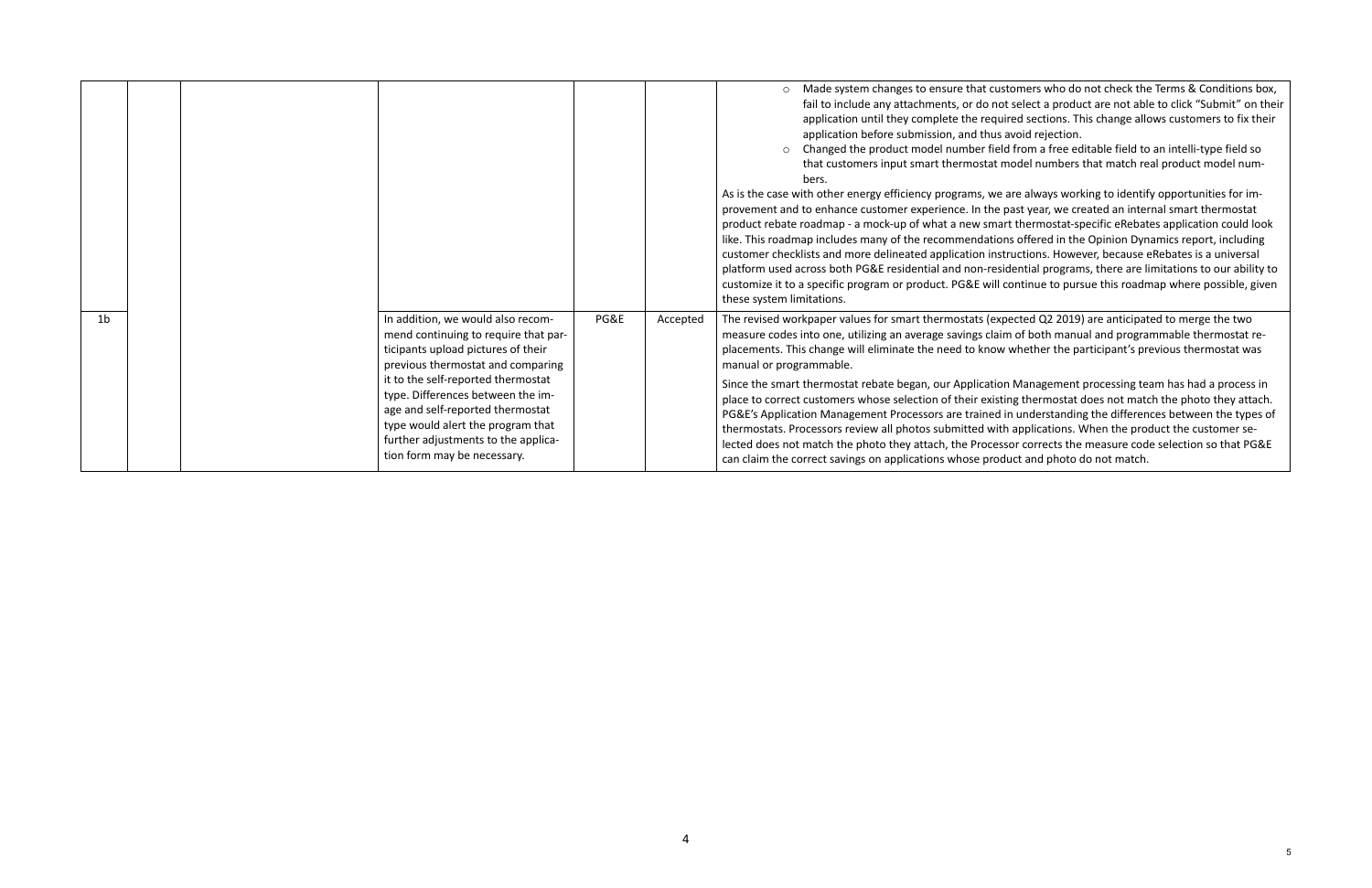|  |  |  |  |  |  |
|---|---|---|---|---|---|
|  |  |  |  |  | <ul><li>Made system changes to ensure that customers who do not check the Terms & Conditions box, fail to include any attachments, or do not select a product are not able to click "Submit" on their application until they complete the required sections. This change allows customers to fix their application before submission, and thus avoid rejection.</li><li>Changed the product model number field from a free editable field to an intelli-type field so that customers input smart thermostat model numbers that match real product model numbers.</li></ul>As is the case with other energy efficiency programs, we are always working to identify opportunities for improvement and to enhance customer experience. In the past year, we created an internal smart thermostat product rebate roadmap - a mock-up of what a new smart thermostat-specific eRebates application could look like. This roadmap includes many of the recommendations offered in the Opinion Dynamics report, including customer checklists and more delineated application instructions. However, because eRebates is a universal platform used across both PG&E residential and non-residential programs, there are limitations to our ability to customize it to a specific program or product. PG&E will continue to pursue this roadmap where possible, given these system limitations. |
| 1b |  |  | In addition, we would also recommend continuing to require that participants upload pictures of their previous thermostat and comparing it to the self-reported thermostat type. Differences between the image and self-reported thermostat type would alert the program that further adjustments to the application form may be necessary. | PG&E | Accepted | The revised workpaper values for smart thermostats (expected Q2 2019) are anticipated to merge the two measure codes into one, utilizing an average savings claim of both manual and programmable thermostat replacements. This change will eliminate the need to know whether the participant's previous thermostat was manual or programmable.<br><br>Since the smart thermostat rebate began, our Application Management processing team has had a process in place to correct customers whose selection of their existing thermostat does not match the photo they attach. PG&E's Application Management Processors are trained in understanding the differences between the types of thermostats. Processors review all photos submitted with applications. When the product the customer selected does not match the photo they attach, the Processor corrects the measure code selection so that PG&E can claim the correct savings on applications whose product and photo do not match. |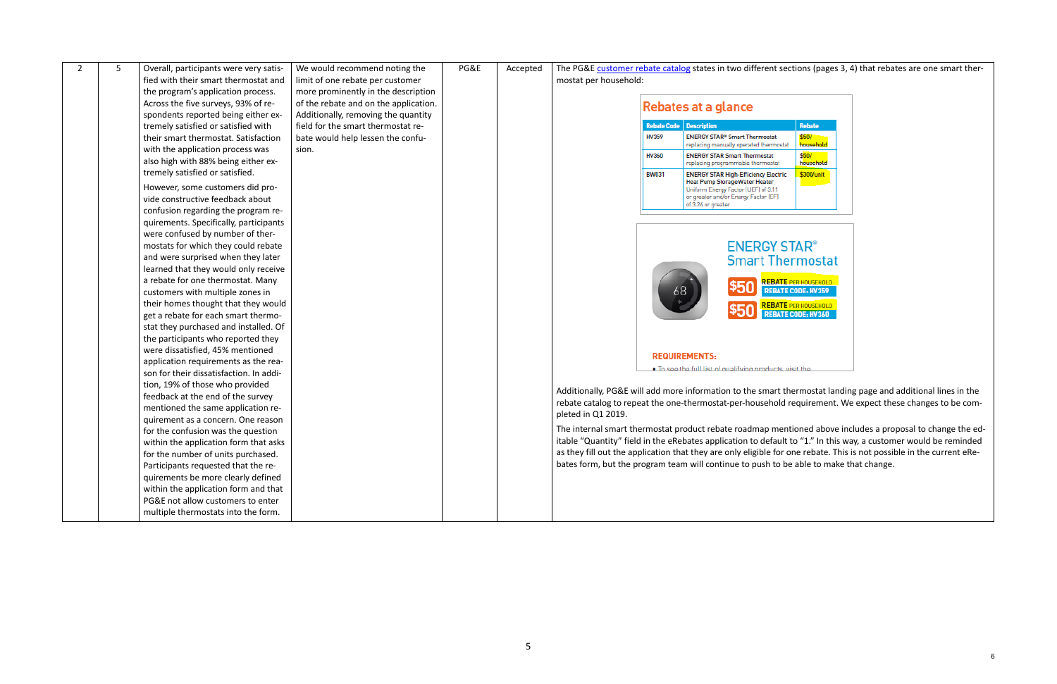| | | | | | |
|---|---|---|---|---|---|
| 2 | 5 | Overall, participants were very satisfied with their smart thermostat and the program's application process. Across the five surveys, 93% of respondents reported being either extremely satisfied or satisfied with their smart thermostat. Satisfaction with the application process was also high with 88% being either extremely satisfied or satisfied.<br><br>However, some customers did provide constructive feedback about confusion regarding the program requirements. Specifically, participants were confused by number of thermostats for which they could rebate and were surprised when they later learned that they would only receive a rebate for one thermostat. Many customers with multiple zones in their homes thought that they would get a rebate for each smart thermostat they purchased and installed. Of the participants who reported they were dissatisfied, 45% mentioned application requirements as the reason for their dissatisfaction. In addition, 19% of those who provided feedback at the end of the survey mentioned the same application requirement as a concern. One reason for the confusion was the question within the application form that asks for the number of units purchased. Participants requested that the requirements be more clearly defined within the application form and that PG&E not allow customers to enter multiple thermostats into the form. | We would recommend noting the limit of one rebate per customer more prominently in the description of the rebate and on the application. Additionally, removing the quantity field for the smart thermostat rebate would help lessen the confusion. | PG&E | Accepted | The PG&E customer rebate catalog states in two different sections (pages 3, 4) that rebates are one smart thermostat per household:<br><br>**Rebates at a glance**<br>Rebate Code / Description / Rebate<br>HV359 / ENERGY STAR® Smart Thermostat replacing manually operated thermostat / $50/household<br>HV360 / ENERGY STAR Smart Thermostat replacing programmable thermostat / $50/household<br>BW031 / ENERGY STAR High-Efficiency Electric Heat Pump Storage Water Heater Uniform Energy Factor (UEF) of 3.11 or greater and/or Energy Factor (EF) of 3.24 or greater / $300/unit<br><br>ENERGY STAR® Smart Thermostat<br>$50 REBATE PER HOUSEHOLD REBATE CODE: HV359<br>$50 REBATE PER HOUSEHOLD REBATE CODE: HV360<br>REQUIREMENTS:<br>• To see the full list of qualifying products, visit the<br><br>Additionally, PG&E will add more information to the smart thermostat landing page and additional lines in the rebate catalog to repeat the one-thermostat-per-household requirement. We expect these changes to be completed in Q1 2019.<br><br>The internal smart thermostat product rebate roadmap mentioned above includes a proposal to change the editable "Quantity" field in the eRebates application to default to "1." In this way, a customer would be reminded as they fill out the application that they are only eligible for one rebate. This is not possible in the current eRebates form, but the program team will continue to push to be able to make that change. |